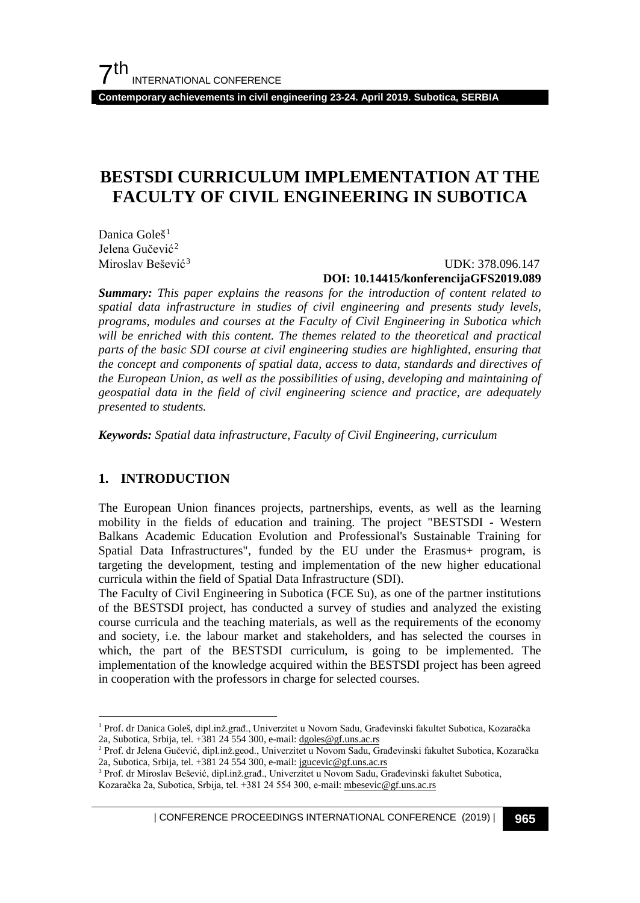# BESTSDI CURRICULUM IMPLEMENTATION AT THE FACULTY OF CIVIL ENGINEERING IN SUBOTICA

Danica Goleš[1]
Jelena Gučević[2]
Miroslav Bešević[3]

UDK: 378.096.147
**DOI: 10.14415/konferencijaGFS2019.089**

***Summary:*** *This paper explains the reasons for the introduction of content related to spatial data infrastructure in studies of civil engineering and presents study levels, programs, modules and courses at the Faculty of Civil Engineering in Subotica which will be enriched with this content. The themes related to the theoretical and practical parts of the basic SDI course at civil engineering studies are highlighted, ensuring that the concept and components of spatial data, access to data, standards and directives of the European Union, as well as the possibilities of using, developing and maintaining of geospatial data in the field of civil engineering science and practice, are adequately presented to students.*

***Keywords:*** *Spatial data infrastructure, Faculty of Civil Engineering, curriculum*

## 1. INTRODUCTION

The European Union finances projects, partnerships, events, as well as the learning mobility in the fields of education and training. The project "BESTSDI - Western Balkans Academic Education Evolution and Professional's Sustainable Training for Spatial Data Infrastructures", funded by the EU under the Erasmus+ program, is targeting the development, testing and implementation of the new higher educational curricula within the field of Spatial Data Infrastructure (SDI).

The Faculty of Civil Engineering in Subotica (FCE Su), as one of the partner institutions of the BESTSDI project, has conducted a survey of studies and analyzed the existing course curricula and the teaching materials, as well as the requirements of the economy and society, i.e. the labour market and stakeholders, and has selected the courses in which, the part of the BESTSDI curriculum, is going to be implemented. The implementation of the knowledge acquired within the BESTSDI project has been agreed in cooperation with the professors in charge for selected courses.

---

[1] Prof. dr Danica Goleš, dipl.inž.građ., Univerzitet u Novom Sadu, Građevinski fakultet Subotica, Kozaračka 2a, Subotica, Srbija, tel. +381 24 554 300, e-mail: dgoles@gf.uns.ac.rs

[2] Prof. dr Jelena Gučević, dipl.inž.geod., Univerzitet u Novom Sadu, Građevinski fakultet Subotica, Kozaračka 2a, Subotica, Srbija, tel. +381 24 554 300, e-mail: jgucevic@gf.uns.ac.rs

[3] Prof. dr Miroslav Bešević, dipl.inž.građ., Univerzitet u Novom Sadu, Građevinski fakultet Subotica, Kozaračka 2a, Subotica, Srbija, tel. +381 24 554 300, e-mail: mbesevic@gf.uns.ac.rs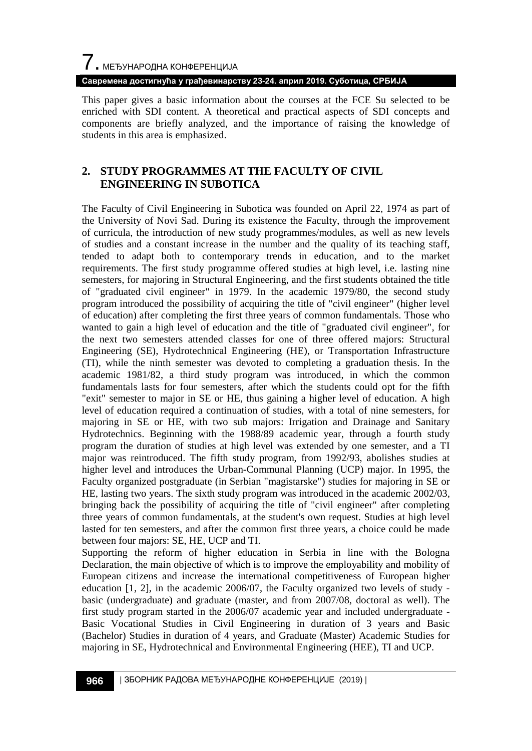This paper gives a basic information about the courses at the FCE Su selected to be enriched with SDI content. A theoretical and practical aspects of SDI concepts and components are briefly analyzed, and the importance of raising the knowledge of students in this area is emphasized.

## 2. STUDY PROGRAMMES AT THE FACULTY OF CIVIL ENGINEERING IN SUBOTICA

The Faculty of Civil Engineering in Subotica was founded on April 22, 1974 as part of the University of Novi Sad. During its existence the Faculty, through the improvement of curricula, the introduction of new study programmes/modules, as well as new levels of studies and a constant increase in the number and the quality of its teaching staff, tended to adapt both to contemporary trends in education, and to the market requirements. The first study programme offered studies at high level, i.e. lasting nine semesters, for majoring in Structural Engineering, and the first students obtained the title of "graduated civil engineer" in 1979. In the academic 1979/80, the second study program introduced the possibility of acquiring the title of "civil engineer" (higher level of education) after completing the first three years of common fundamentals. Those who wanted to gain a high level of education and the title of "graduated civil engineer", for the next two semesters attended classes for one of three offered majors: Structural Engineering (SE), Hydrotechnical Engineering (HE), or Transportation Infrastructure (TI), while the ninth semester was devoted to completing a graduation thesis. In the academic 1981/82, a third study program was introduced, in which the common fundamentals lasts for four semesters, after which the students could opt for the fifth "exit" semester to major in SE or HE, thus gaining a higher level of education. A high level of education required a continuation of studies, with a total of nine semesters, for majoring in SE or HE, with two sub majors: Irrigation and Drainage and Sanitary Hydrotechnics. Beginning with the 1988/89 academic year, through a fourth study program the duration of studies at high level was extended by one semester, and a TI major was reintroduced. The fifth study program, from 1992/93, abolishes studies at higher level and introduces the Urban-Communal Planning (UCP) major. In 1995, the Faculty organized postgraduate (in Serbian "magistarske") studies for majoring in SE or HE, lasting two years. The sixth study program was introduced in the academic 2002/03, bringing back the possibility of acquiring the title of "civil engineer" after completing three years of common fundamentals, at the student's own request. Studies at high level lasted for ten semesters, and after the common first three years, a choice could be made between four majors: SE, HE, UCP and TI.

Supporting the reform of higher education in Serbia in line with the Bologna Declaration, the main objective of which is to improve the employability and mobility of European citizens and increase the international competitiveness of European higher education [1, 2], in the academic 2006/07, the Faculty organized two levels of study - basic (undergraduate) and graduate (master, and from 2007/08, doctoral as well). The first study program started in the 2006/07 academic year and included undergraduate - Basic Vocational Studies in Civil Engineering in duration of 3 years and Basic (Bachelor) Studies in duration of 4 years, and Graduate (Master) Academic Studies for majoring in SE, Hydrotechnical and Environmental Engineering (HEE), TI and UCP.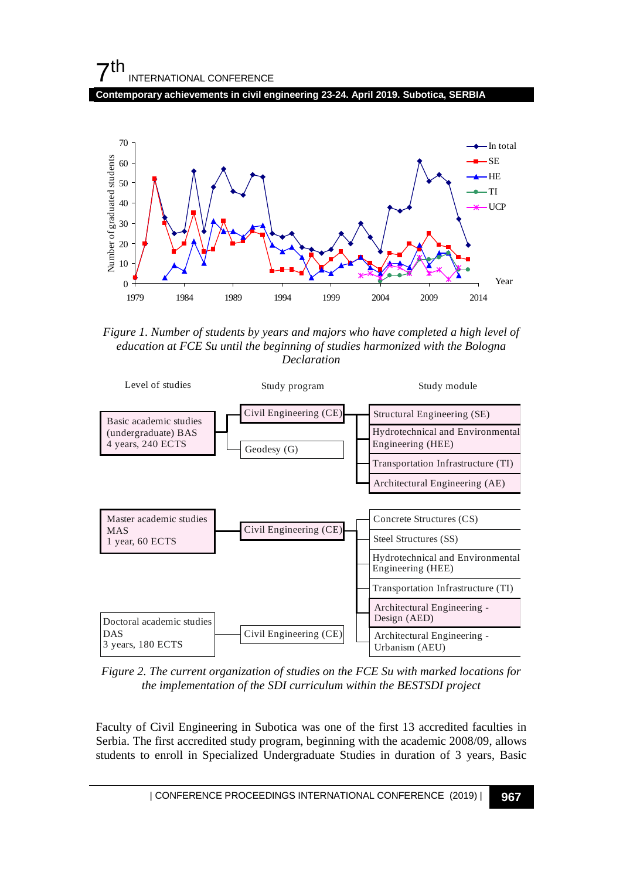*Figure 1. Number of students by years and majors who have completed a high level of education at FCE Su until the beginning of studies harmonized with the Bologna Declaration*

| Level of studies | Study program | Study module |
| --- | --- | --- |
| Basic academic studies (undergraduate) BAS 4 years, 240 ECTS | Civil Engineering (CE) | Structural Engineering (SE) |
| | | Hydrotechnical and Environmental Engineering (HEE) |
| | | Transportation Infrastructure (TI) |
| | | Architectural Engineering (AE) |
| | Geodesy (G) | |
| Master academic studies MAS 1 year, 60 ECTS | Civil Engineering (CE) | Concrete Structures (CS) |
| | | Steel Structures (SS) |
| | | Hydrotechnical and Environmental Engineering (HEE) |
| | | Transportation Infrastructure (TI) |
| | | Architectural Engineering - Design (AED) |
| | | Architectural Engineering - Urbanism (AEU) |
| Doctoral academic studies DAS 3 years, 180 ECTS | Civil Engineering (CE) | |

*Figure 2. The current organization of studies on the FCE Su with marked locations for the implementation of the SDI curriculum within the BESTSDI project*

Faculty of Civil Engineering in Subotica was one of the first 13 accredited faculties in Serbia. The first accredited study program, beginning with the academic 2008/09, allows students to enroll in Specialized Undergraduate Studies in duration of 3 years, Basic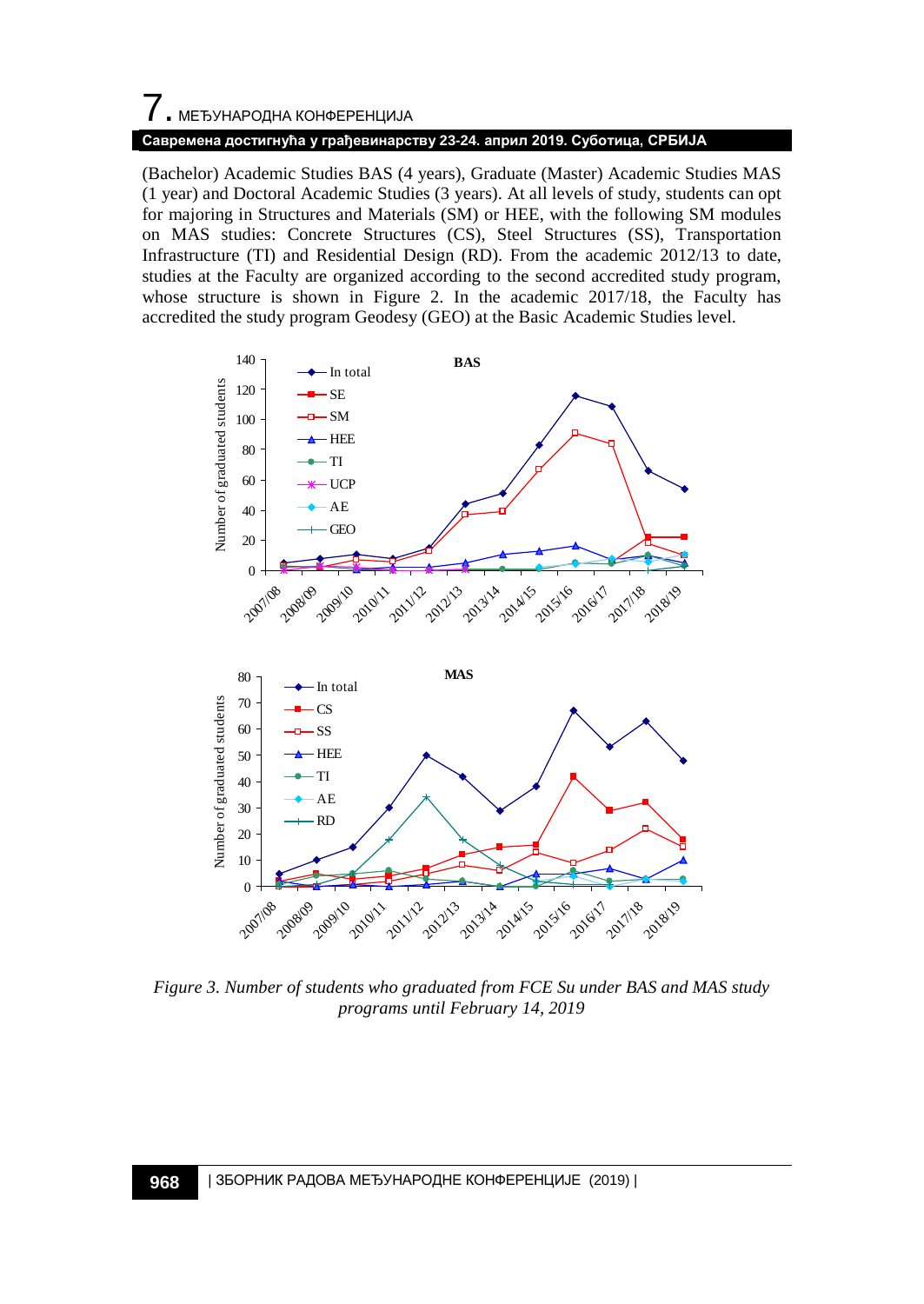(Bachelor) Academic Studies BAS (4 years), Graduate (Master) Academic Studies MAS (1 year) and Doctoral Academic Studies (3 years). At all levels of study, students can opt for majoring in Structures and Materials (SM) or HEE, with the following SM modules on MAS studies: Concrete Structures (CS), Steel Structures (SS), Transportation Infrastructure (TI) and Residential Design (RD). From the academic 2012/13 to date, studies at the Faculty are organized according to the second accredited study program, whose structure is shown in Figure 2. In the academic 2017/18, the Faculty has accredited the study program Geodesy (GEO) at the Basic Academic Studies level.

*Figure 3. Number of students who graduated from FCE Su under BAS and MAS study programs until February 14, 2019*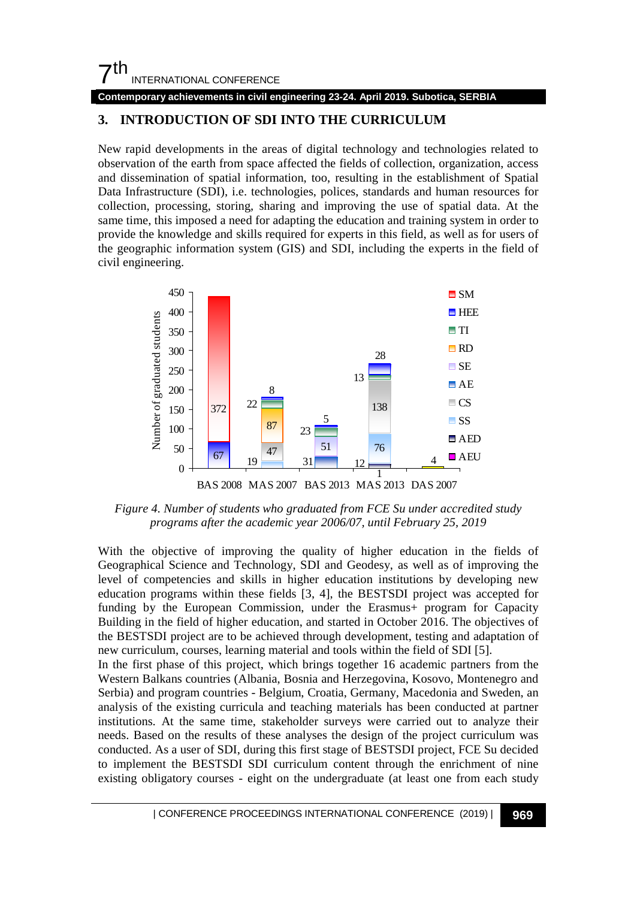## 3. INTRODUCTION OF SDI INTO THE CURRICULUM

New rapid developments in the areas of digital technology and technologies related to observation of the earth from space affected the fields of collection, organization, access and dissemination of spatial information, too, resulting in the establishment of Spatial Data Infrastructure (SDI), i.e. technologies, polices, standards and human resources for collection, processing, storing, sharing and improving the use of spatial data. At the same time, this imposed a need for adapting the education and training system in order to provide the knowledge and skills required for experts in this field, as well as for users of the geographic information system (GIS) and SDI, including the experts in the field of civil engineering.

*Figure 4. Number of students who graduated from FCE Su under accredited study programs after the academic year 2006/07, until February 25, 2019*

With the objective of improving the quality of higher education in the fields of Geographical Science and Technology, SDI and Geodesy, as well as of improving the level of competencies and skills in higher education institutions by developing new education programs within these fields [3, 4], the BESTSDI project was accepted for funding by the European Commission, under the Erasmus+ program for Capacity Building in the field of higher education, and started in October 2016. The objectives of the BESTSDI project are to be achieved through development, testing and adaptation of new curriculum, courses, learning material and tools within the field of SDI [5].

In the first phase of this project, which brings together 16 academic partners from the Western Balkans countries (Albania, Bosnia and Herzegovina, Kosovo, Montenegro and Serbia) and program countries - Belgium, Croatia, Germany, Macedonia and Sweden, an analysis of the existing curricula and teaching materials has been conducted at partner institutions. At the same time, stakeholder surveys were carried out to analyze their needs. Based on the results of these analyses the design of the project curriculum was conducted. As a user of SDI, during this first stage of BESTSDI project, FCE Su decided to implement the BESTSDI SDI curriculum content through the enrichment of nine existing obligatory courses - eight on the undergraduate (at least one from each study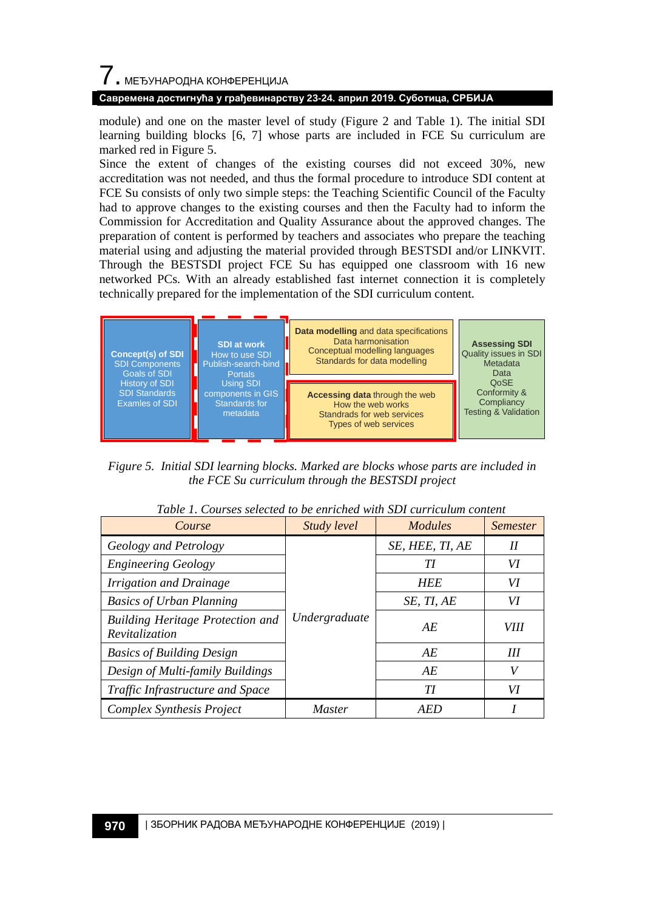module) and one on the master level of study (Figure 2 and Table 1). The initial SDI learning building blocks [6, 7] whose parts are included in FCE Su curriculum are marked red in Figure 5.

Since the extent of changes of the existing courses did not exceed 30%, new accreditation was not needed, and thus the formal procedure to introduce SDI content at FCE Su consists of only two simple steps: the Teaching Scientific Council of the Faculty had to approve changes to the existing courses and then the Faculty had to inform the Commission for Accreditation and Quality Assurance about the approved changes. The preparation of content is performed by teachers and associates who prepare the teaching material using and adjusting the material provided through BESTSDI and/or LINKVIT. Through the BESTSDI project FCE Su has equipped one classroom with 16 new networked PCs. With an already established fast internet connection it is completely technically prepared for the implementation of the SDI curriculum content.

**Concept(s) of SDI**
SDI Components
Goals of SDI
History of SDI
SDI Standards
Examles of SDI

**SDI at work**
How to use SDI
Publish-search-bind
Portals
Using SDI
components in GIS
Standards for
metadata

**Data modelling** and data specifications
Data harmonisation
Conceptual modelling languages
Standards for data modelling

**Accessing data** through the web
How the web works
Standrads for web services
Types of web services

**Assessing SDI**
Quality issues in SDI
Metadata
Data
QoSE
Conformity &
Compliancy
Testing & Validation

*Figure 5. Initial SDI learning blocks. Marked are blocks whose parts are included in the FCE Su curriculum through the BESTSDI project*

*Table 1. Courses selected to be enriched with SDI curriculum content*

| Course | Study level | Modules | Semester |
|---|---|---|---|
| *Geology and Petrology* | *Undergraduate* | *SE, HEE, TI, AE* | *II* |
| *Engineering Geology* | | *TI* | *VI* |
| *Irrigation and Drainage* | | *HEE* | *VI* |
| *Basics of Urban Planning* | | *SE, TI, AE* | *VI* |
| *Building Heritage Protection and Revitalization* | | *AE* | *VIII* |
| *Basics of Building Design* | | *AE* | *III* |
| *Design of Multi-family Buildings* | | *AE* | *V* |
| *Traffic Infrastructure and Space* | | *TI* | *VI* |
| *Complex Synthesis Project* | *Master* | *AED* | *I* |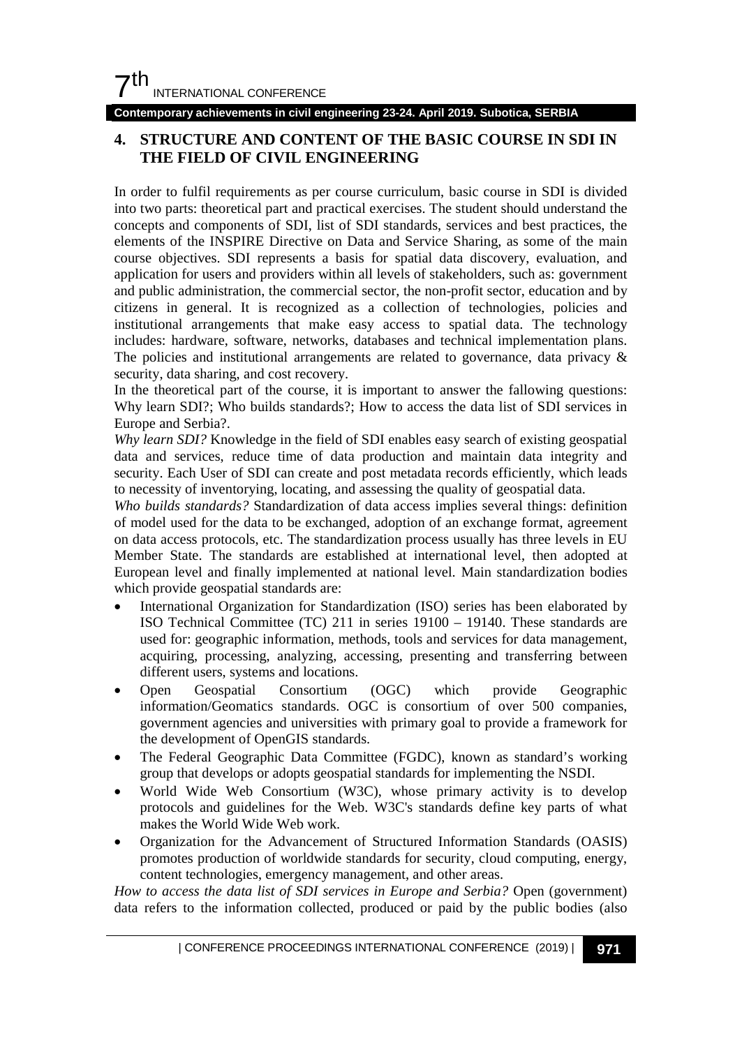## 4. STRUCTURE AND CONTENT OF THE BASIC COURSE IN SDI IN THE FIELD OF CIVIL ENGINEERING

In order to fulfil requirements as per course curriculum, basic course in SDI is divided into two parts: theoretical part and practical exercises. The student should understand the concepts and components of SDI, list of SDI standards, services and best practices, the elements of the INSPIRE Directive on Data and Service Sharing, as some of the main course objectives. SDI represents a basis for spatial data discovery, evaluation, and application for users and providers within all levels of stakeholders, such as: government and public administration, the commercial sector, the non-profit sector, education and by citizens in general. It is recognized as a collection of technologies, policies and institutional arrangements that make easy access to spatial data. The technology includes: hardware, software, networks, databases and technical implementation plans. The policies and institutional arrangements are related to governance, data privacy & security, data sharing, and cost recovery.

In the theoretical part of the course, it is important to answer the fallowing questions: Why learn SDI?; Who builds standards?; How to access the data list of SDI services in Europe and Serbia?.

*Why learn SDI?* Knowledge in the field of SDI enables easy search of existing geospatial data and services, reduce time of data production and maintain data integrity and security. Each User of SDI can create and post metadata records efficiently, which leads to necessity of inventorying, locating, and assessing the quality of geospatial data.

*Who builds standards?* Standardization of data access implies several things: definition of model used for the data to be exchanged, adoption of an exchange format, agreement on data access protocols, etc. The standardization process usually has three levels in EU Member State. The standards are established at international level, then adopted at European level and finally implemented at national level. Main standardization bodies which provide geospatial standards are:

- International Organization for Standardization (ISO) series has been elaborated by ISO Technical Committee (TC) 211 in series 19100 – 19140. These standards are used for: geographic information, methods, tools and services for data management, acquiring, processing, analyzing, accessing, presenting and transferring between different users, systems and locations.
- Open Geospatial Consortium (OGC) which provide Geographic information/Geomatics standards. OGC is consortium of over 500 companies, government agencies and universities with primary goal to provide a framework for the development of OpenGIS standards.
- The Federal Geographic Data Committee (FGDC), known as standard's working group that develops or adopts geospatial standards for implementing the NSDI.
- World Wide Web Consortium (W3C), whose primary activity is to develop protocols and guidelines for the Web. W3C's standards define key parts of what makes the World Wide Web work.
- Organization for the Advancement of Structured Information Standards (OASIS) promotes production of worldwide standards for security, cloud computing, energy, content technologies, emergency management, and other areas.

*How to access the data list of SDI services in Europe and Serbia?* Open (government) data refers to the information collected, produced or paid by the public bodies (also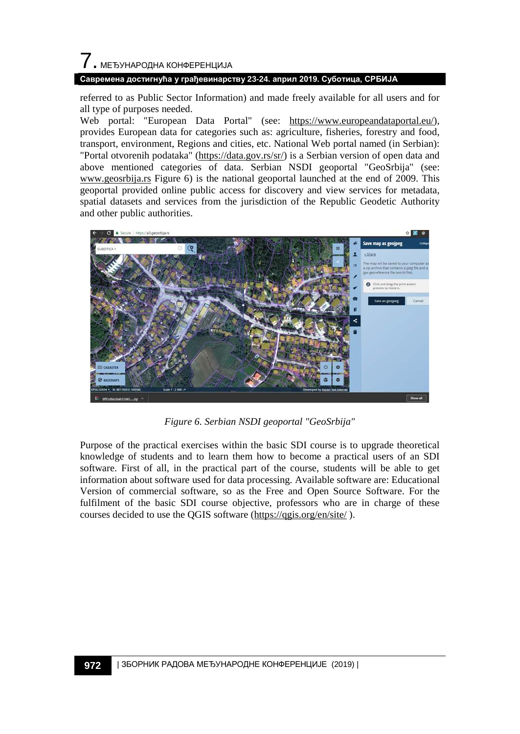referred to as Public Sector Information) and made freely available for all users and for all type of purposes needed.

Web portal: "European Data Portal" (see: https://www.europeandataportal.eu/), provides European data for categories such as: agriculture, fisheries, forestry and food, transport, environment, Regions and cities, etc. National Web portal named (in Serbian): "Portal otvorenih podataka" (https://data.gov.rs/sr/) is a Serbian version of open data and above mentioned categories of data. Serbian NSDI geoportal "GeoSrbija" (see: www.geosrbija.rs Figure 6) is the national geoportal launched at the end of 2009. This geoportal provided online public access for discovery and view services for metadata, spatial datasets and services from the jurisdiction of the Republic Geodetic Authority and other public authorities.

*Figure 6. Serbian NSDI geoportal "GeoSrbija"*

Purpose of the practical exercises within the basic SDI course is to upgrade theoretical knowledge of students and to learn them how to become a practical users of an SDI software. First of all, in the practical part of the course, students will be able to get information about software used for data processing. Available software are: Educational Version of commercial software, so as the Free and Open Source Software. For the fulfilment of the basic SDI course objective, professors who are in charge of these courses decided to use the QGIS software (https://qgis.org/en/site/ ).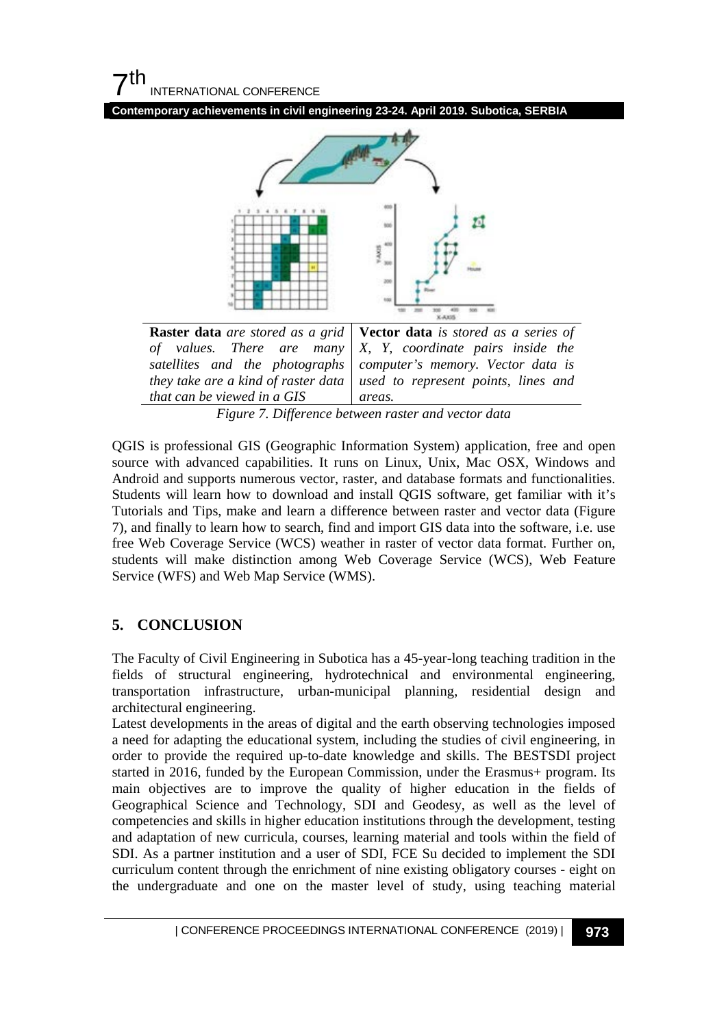| **Raster data** *are stored as a grid of values. There are many satellites and the photographs they take are a kind of raster data that can be viewed in a GIS* | **Vector data** *is stored as a series of X, Y, coordinate pairs inside the computer's memory. Vector data is used to represent points, lines and areas.* |
| --- | --- |

*Figure 7. Difference between raster and vector data*

QGIS is professional GIS (Geographic Information System) application, free and open source with advanced capabilities. It runs on Linux, Unix, Mac OSX, Windows and Android and supports numerous vector, raster, and database formats and functionalities. Students will learn how to download and install QGIS software, get familiar with it's Tutorials and Tips, make and learn a difference between raster and vector data (Figure 7), and finally to learn how to search, find and import GIS data into the software, i.e. use free Web Coverage Service (WCS) weather in raster of vector data format. Further on, students will make distinction among Web Coverage Service (WCS), Web Feature Service (WFS) and Web Map Service (WMS).

## 5. CONCLUSION

The Faculty of Civil Engineering in Subotica has a 45-year-long teaching tradition in the fields of structural engineering, hydrotechnical and environmental engineering, transportation infrastructure, urban-municipal planning, residential design and architectural engineering.

Latest developments in the areas of digital and the earth observing technologies imposed a need for adapting the educational system, including the studies of civil engineering, in order to provide the required up-to-date knowledge and skills. The BESTSDI project started in 2016, funded by the European Commission, under the Erasmus+ program. Its main objectives are to improve the quality of higher education in the fields of Geographical Science and Technology, SDI and Geodesy, as well as the level of competencies and skills in higher education institutions through the development, testing and adaptation of new curricula, courses, learning material and tools within the field of SDI. As a partner institution and a user of SDI, FCE Su decided to implement the SDI curriculum content through the enrichment of nine existing obligatory courses - eight on the undergraduate and one on the master level of study, using teaching material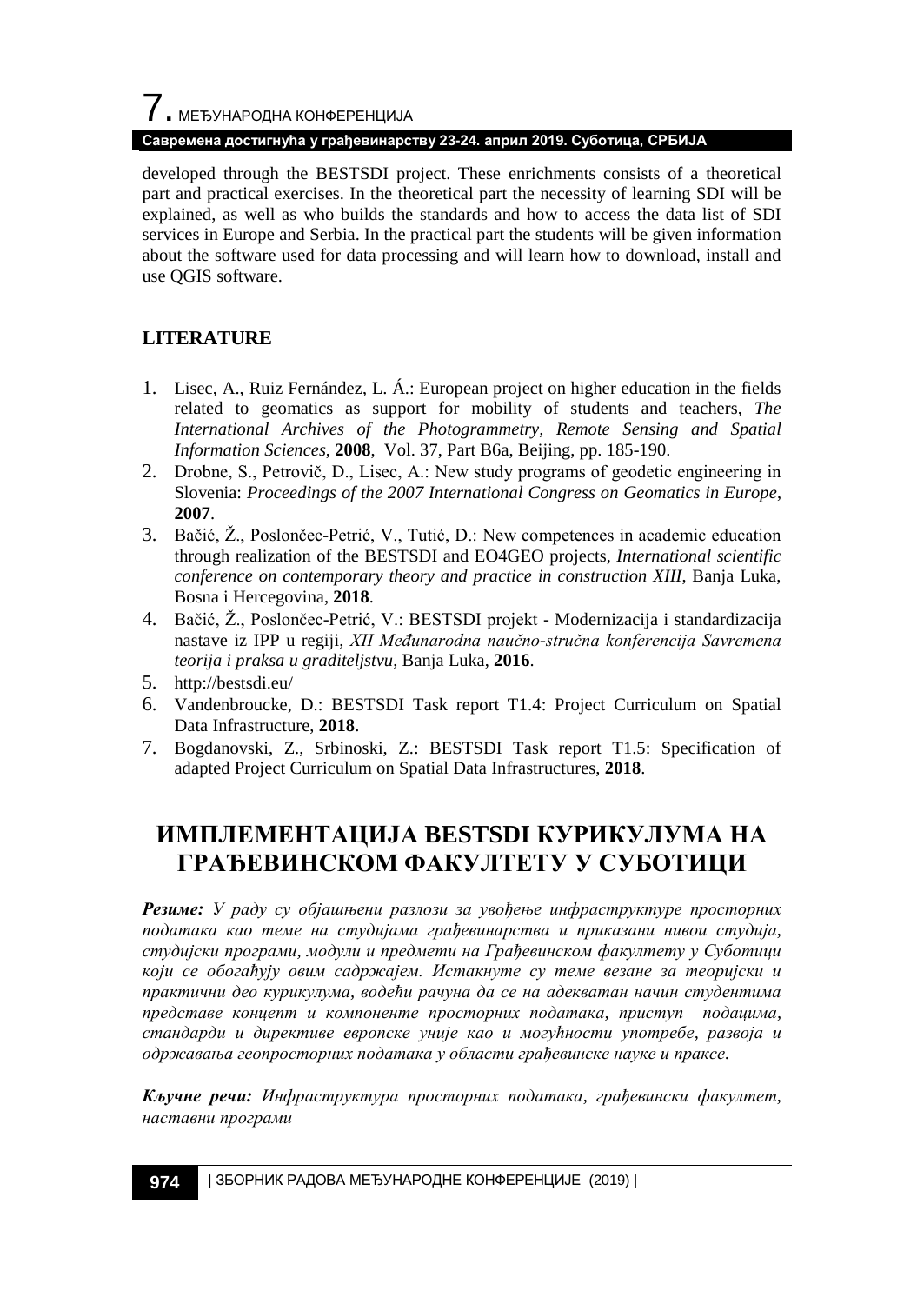developed through the BESTSDI project. These enrichments consists of a theoretical part and practical exercises. In the theoretical part the necessity of learning SDI will be explained, as well as who builds the standards and how to access the data list of SDI services in Europe and Serbia. In the practical part the students will be given information about the software used for data processing and will learn how to download, install and use QGIS software.

## LITERATURE

1. Lisec, A., Ruiz Fernández, L. Á.: European project on higher education in the fields related to geomatics as support for mobility of students and teachers, *The International Archives of the Photogrammetry, Remote Sensing and Spatial Information Sciences*, **2008**, Vol. 37, Part B6a, Beijing, pp. 185-190.
2. Drobne, S., Petrovič, D., Lisec, A.: New study programs of geodetic engineering in Slovenia: *Proceedings of the 2007 International Congress on Geomatics in Europe*, **2007**.
3. Bačić, Ž., Posločec-Petrić, V., Tutić, D.: New competences in academic education through realization of the BESTSDI and EO4GEO projects, *International scientific conference on contemporary theory and practice in construction XIII*, Banja Luka, Bosna i Hercegovina, **2018**.
4. Bačić, Ž., Posločec-Petrić, V.: BESTSDI projekt - Modernizacija i standardizacija nastave iz IPP u regiji, *XII Međunarodna naučno-stručna konferencija Savremena teorija i praksa u graditeljstvu*, Banja Luka, **2016**.
5. http://bestsdi.eu/
6. Vandenbroucke, D.: BESTSDI Task report T1.4: Project Curriculum on Spatial Data Infrastructure, **2018**.
7. Bogdanovski, Z., Srbinoski, Z.: BESTSDI Task report T1.5: Specification of adapted Project Curriculum on Spatial Data Infrastructures, **2018**.

# ИМПЛЕМЕНТАЦИЈА BESTSDI КУРИКУЛУМА НА ГРАЂЕВИНСКОМ ФАКУЛТЕТУ У СУБОТИЦИ

***Резиме:*** *У раду су објашњени разлози за увођење инфраструктуре просторних података као теме на студијама грађевинарства и приказани нивои студија, студијски програми, модули и предмети на Грађевинском факултету у Суботици који се обогаћују овим садржајем. Истакнуте су теме везане за теоријски и практични део курикулума, водећи рачуна да се на адекватан начин студентима представе концепт и компоненте просторних података, приступ подацима, стандарди и директиве европске уније као и могућности употребе, развоја и одржавања геопросторних података у области грађевинске науке и праксе.*

***Кључне речи:*** *Инфраструктура просторних података, грађевински факултет, наставни програми*